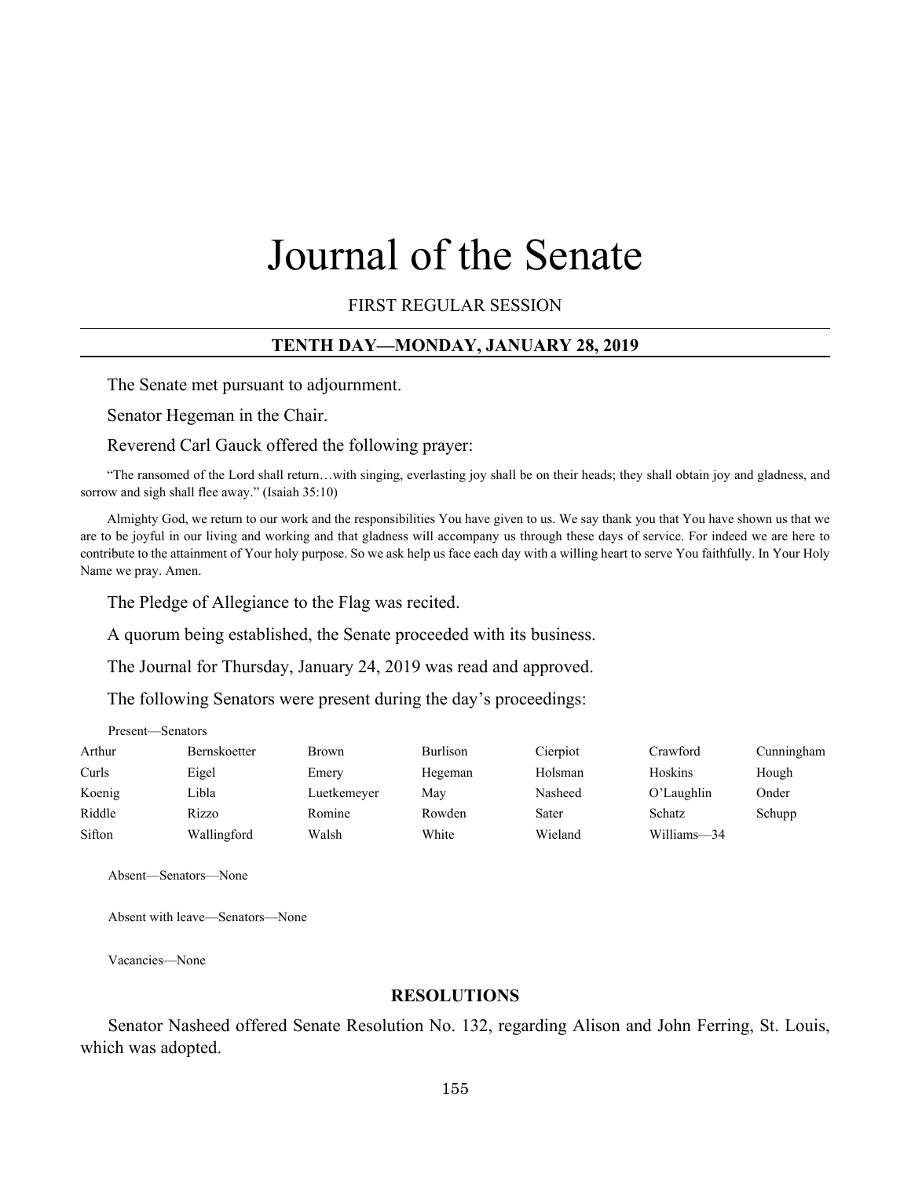# Journal of the Senate

FIRST REGULAR SESSION

## TENTH DAY—MONDAY, JANUARY 28, 2019

The Senate met pursuant to adjournment.

Senator Hegeman in the Chair.

Reverend Carl Gauck offered the following prayer:

"The ransomed of the Lord shall return…with singing, everlasting joy shall be on their heads; they shall obtain joy and gladness, and sorrow and sigh shall flee away." (Isaiah 35:10)

Almighty God, we return to our work and the responsibilities You have given to us. We say thank you that You have shown us that we are to be joyful in our living and working and that gladness will accompany us through these days of service. For indeed we are here to contribute to the attainment of Your holy purpose. So we ask help us face each day with a willing heart to serve You faithfully. In Your Holy Name we pray. Amen.

The Pledge of Allegiance to the Flag was recited.

A quorum being established, the Senate proceeded with its business.

The Journal for Thursday, January 24, 2019 was read and approved.

The following Senators were present during the day's proceedings:

Present—Senators

| | | | | | | |
|---|---|---|---|---|---|---|
| Arthur | Bernskoetter | Brown | Burlison | Cierpiot | Crawford | Cunningham |
| Curls | Eigel | Emery | Hegeman | Holsman | Hoskins | Hough |
| Koenig | Libla | Luetkemeyer | May | Nasheed | O'Laughlin | Onder |
| Riddle | Rizzo | Romine | Rowden | Sater | Schatz | Schupp |
| Sifton | Wallingford | Walsh | White | Wieland | Williams—34 | |

Absent—Senators—None

Absent with leave—Senators—None

Vacancies—None

### RESOLUTIONS

Senator Nasheed offered Senate Resolution No. 132, regarding Alison and John Ferring, St. Louis, which was adopted.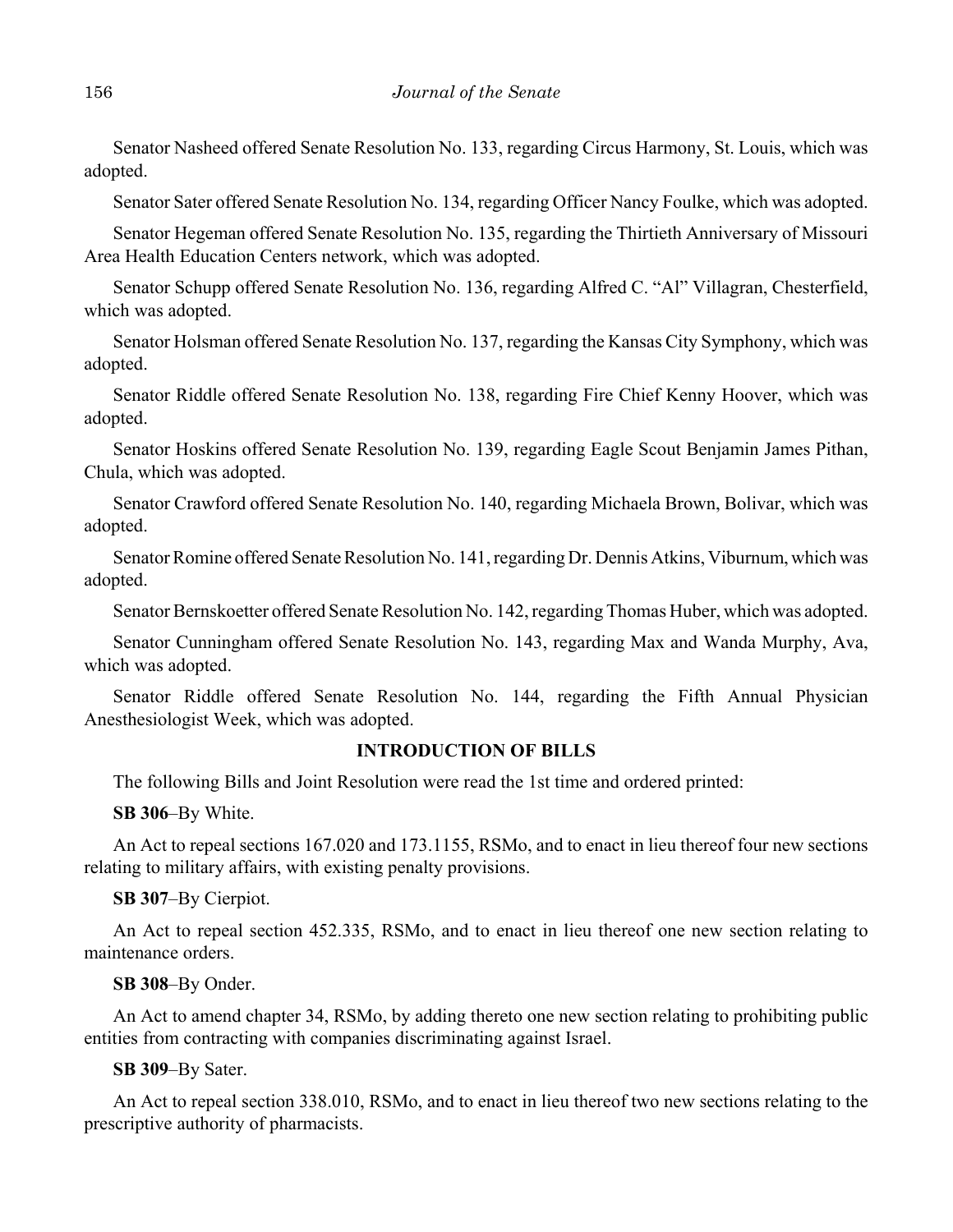Senator Nasheed offered Senate Resolution No. 133, regarding Circus Harmony, St. Louis, which was adopted.

Senator Sater offered Senate Resolution No. 134, regarding Officer Nancy Foulke, which was adopted.

Senator Hegeman offered Senate Resolution No. 135, regarding the Thirtieth Anniversary of Missouri Area Health Education Centers network, which was adopted.

Senator Schupp offered Senate Resolution No. 136, regarding Alfred C. "Al" Villagran, Chesterfield, which was adopted.

Senator Holsman offered Senate Resolution No. 137, regarding the Kansas City Symphony, which was adopted.

Senator Riddle offered Senate Resolution No. 138, regarding Fire Chief Kenny Hoover, which was adopted.

Senator Hoskins offered Senate Resolution No. 139, regarding Eagle Scout Benjamin James Pithan, Chula, which was adopted.

Senator Crawford offered Senate Resolution No. 140, regarding Michaela Brown, Bolivar, which was adopted.

Senator Romine offered Senate Resolution No. 141, regarding Dr. Dennis Atkins, Viburnum, which was adopted.

Senator Bernskoetter offered Senate Resolution No. 142, regarding Thomas Huber, which was adopted.

Senator Cunningham offered Senate Resolution No. 143, regarding Max and Wanda Murphy, Ava, which was adopted.

Senator Riddle offered Senate Resolution No. 144, regarding the Fifth Annual Physician Anesthesiologist Week, which was adopted.

## INTRODUCTION OF BILLS

The following Bills and Joint Resolution were read the 1st time and ordered printed:

**SB 306**–By White.

An Act to repeal sections 167.020 and 173.1155, RSMo, and to enact in lieu thereof four new sections relating to military affairs, with existing penalty provisions.

**SB 307**–By Cierpiot.

An Act to repeal section 452.335, RSMo, and to enact in lieu thereof one new section relating to maintenance orders.

**SB 308**–By Onder.

An Act to amend chapter 34, RSMo, by adding thereto one new section relating to prohibiting public entities from contracting with companies discriminating against Israel.

**SB 309**–By Sater.

An Act to repeal section 338.010, RSMo, and to enact in lieu thereof two new sections relating to the prescriptive authority of pharmacists.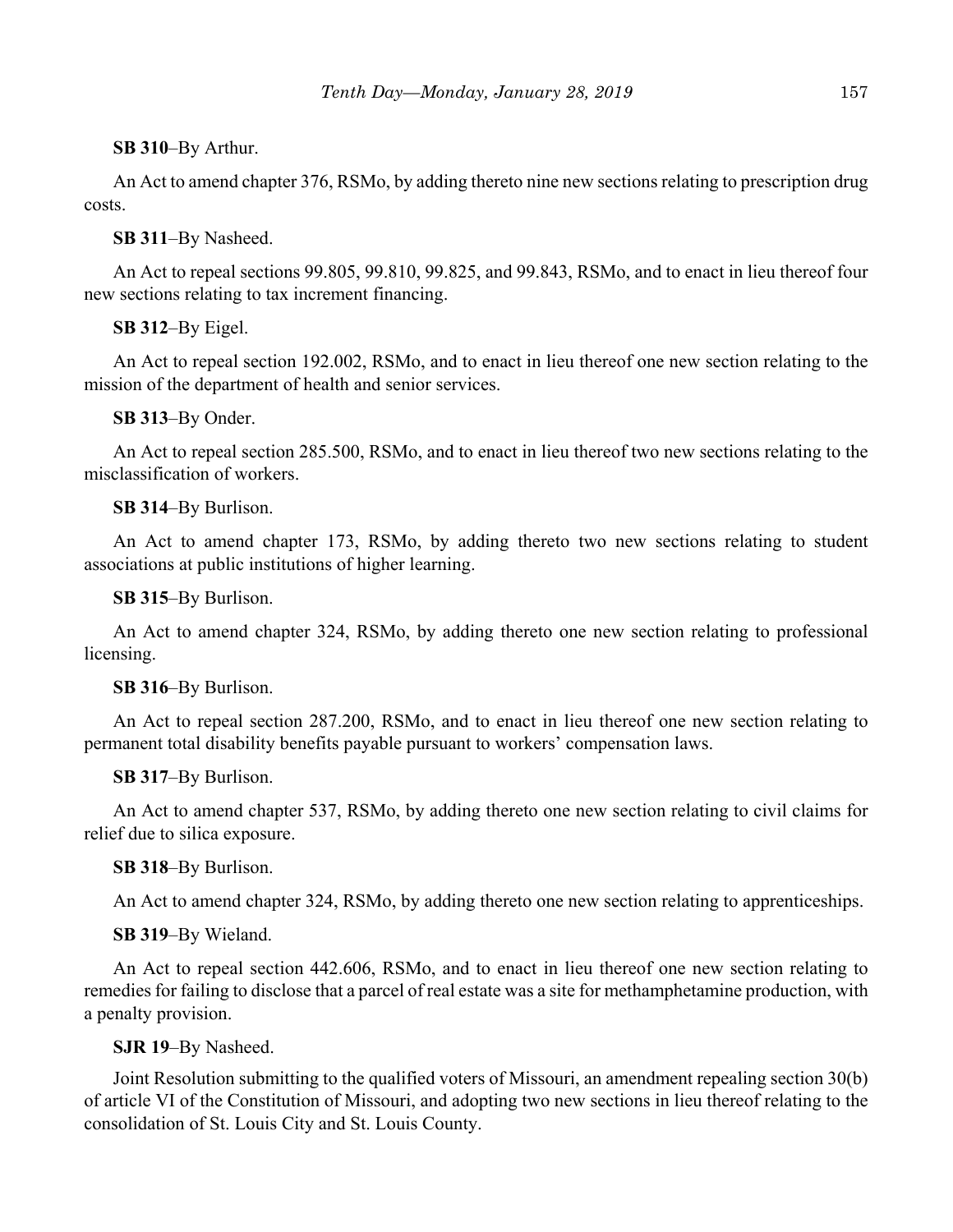**SB 310**–By Arthur.

An Act to amend chapter 376, RSMo, by adding thereto nine new sections relating to prescription drug costs.

**SB 311**–By Nasheed.

An Act to repeal sections 99.805, 99.810, 99.825, and 99.843, RSMo, and to enact in lieu thereof four new sections relating to tax increment financing.

**SB 312**–By Eigel.

An Act to repeal section 192.002, RSMo, and to enact in lieu thereof one new section relating to the mission of the department of health and senior services.

**SB 313**–By Onder.

An Act to repeal section 285.500, RSMo, and to enact in lieu thereof two new sections relating to the misclassification of workers.

**SB 314**–By Burlison.

An Act to amend chapter 173, RSMo, by adding thereto two new sections relating to student associations at public institutions of higher learning.

**SB 315**–By Burlison.

An Act to amend chapter 324, RSMo, by adding thereto one new section relating to professional licensing.

**SB 316**–By Burlison.

An Act to repeal section 287.200, RSMo, and to enact in lieu thereof one new section relating to permanent total disability benefits payable pursuant to workers' compensation laws.

**SB 317**–By Burlison.

An Act to amend chapter 537, RSMo, by adding thereto one new section relating to civil claims for relief due to silica exposure.

**SB 318**–By Burlison.

An Act to amend chapter 324, RSMo, by adding thereto one new section relating to apprenticeships.

**SB 319**–By Wieland.

An Act to repeal section 442.606, RSMo, and to enact in lieu thereof one new section relating to remedies for failing to disclose that a parcel of real estate was a site for methamphetamine production, with a penalty provision.

**SJR 19**–By Nasheed.

Joint Resolution submitting to the qualified voters of Missouri, an amendment repealing section 30(b) of article VI of the Constitution of Missouri, and adopting two new sections in lieu thereof relating to the consolidation of St. Louis City and St. Louis County.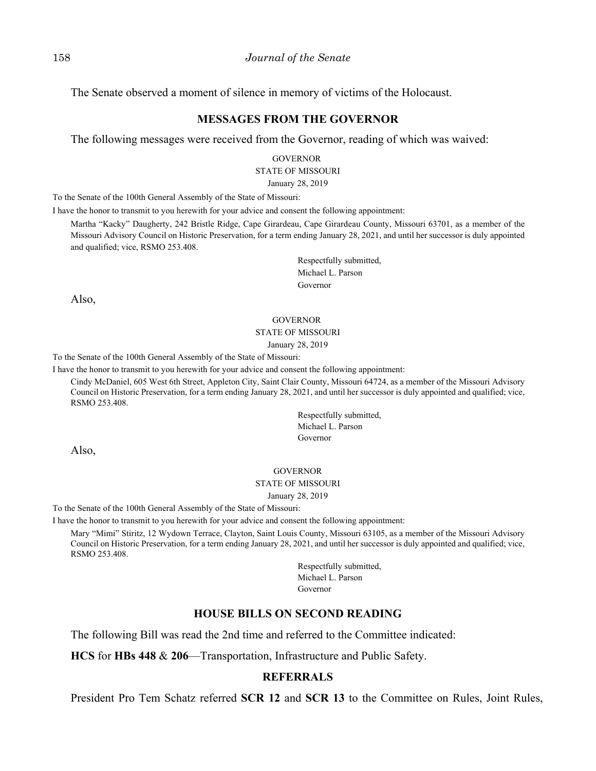The Senate observed a moment of silence in memory of victims of the Holocaust.

## MESSAGES FROM THE GOVERNOR

The following messages were received from the Governor, reading of which was waived:

GOVERNOR
STATE OF MISSOURI
January 28, 2019

To the Senate of the 100th General Assembly of the State of Missouri:

I have the honor to transmit to you herewith for your advice and consent the following appointment:

Martha “Kacky” Daugherty, 242 Bristle Ridge, Cape Girardeau, Cape Girardeau County, Missouri 63701, as a member of the Missouri Advisory Council on Historic Preservation, for a term ending January 28, 2021, and until her successor is duly appointed and qualified; vice, RSMO 253.408.

Respectfully submitted,
Michael L. Parson
Governor

Also,

GOVERNOR
STATE OF MISSOURI
January 28, 2019

To the Senate of the 100th General Assembly of the State of Missouri:

I have the honor to transmit to you herewith for your advice and consent the following appointment:

Cindy McDaniel, 605 West 6th Street, Appleton City, Saint Clair County, Missouri 64724, as a member of the Missouri Advisory Council on Historic Preservation, for a term ending January 28, 2021, and until her successor is duly appointed and qualified; vice, RSMO 253.408.

Respectfully submitted,
Michael L. Parson
Governor

Also,

GOVERNOR
STATE OF MISSOURI
January 28, 2019

To the Senate of the 100th General Assembly of the State of Missouri:

I have the honor to transmit to you herewith for your advice and consent the following appointment:

Mary “Mimi” Stiritz, 12 Wydown Terrace, Clayton, Saint Louis County, Missouri 63105, as a member of the Missouri Advisory Council on Historic Preservation, for a term ending January 28, 2021, and until her successor is duly appointed and qualified; vice, RSMO 253.408.

Respectfully submitted,
Michael L. Parson
Governor

## HOUSE BILLS ON SECOND READING

The following Bill was read the 2nd time and referred to the Committee indicated:

**HCS** for **HBs 448** & **206**—Transportation, Infrastructure and Public Safety.

## REFERRALS

President Pro Tem Schatz referred **SCR 12** and **SCR 13** to the Committee on Rules, Joint Rules,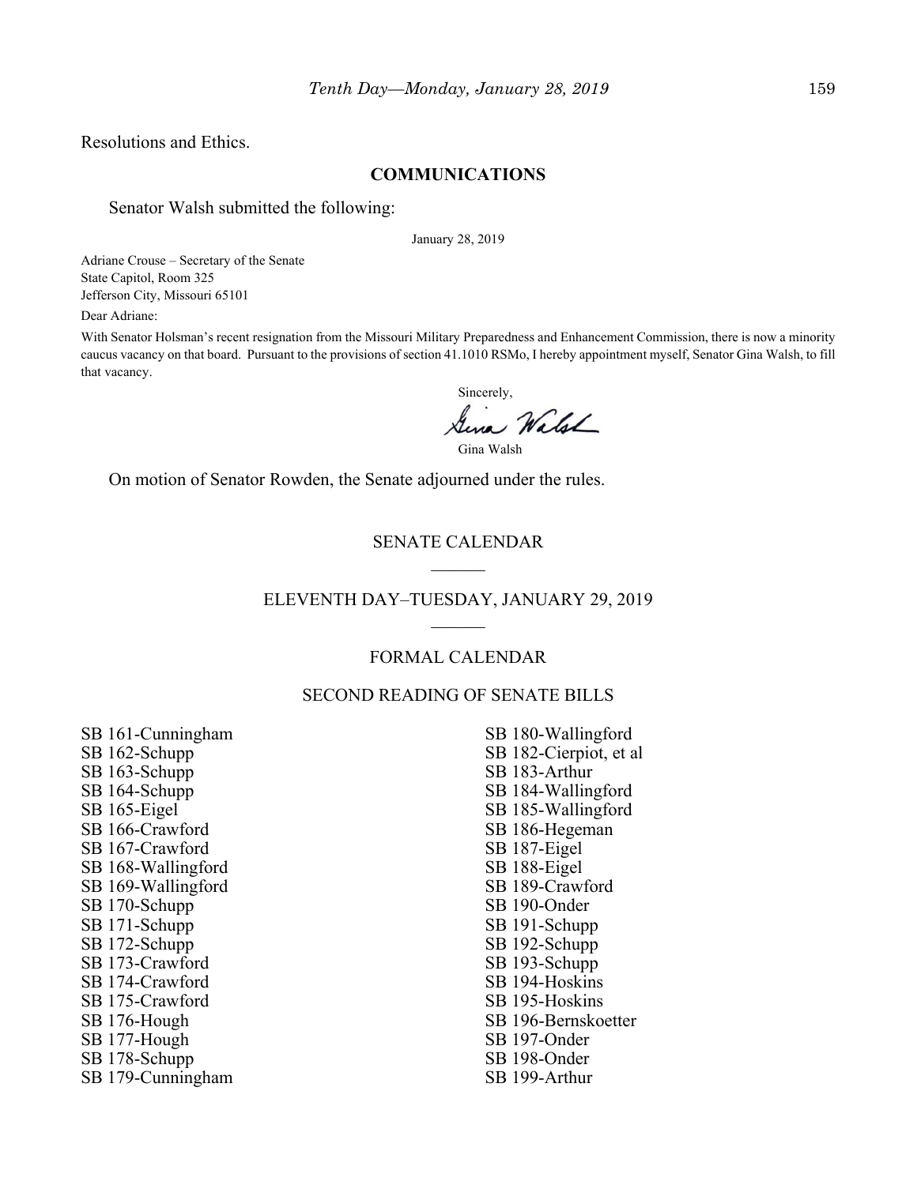Resolutions and Ethics.

## COMMUNICATIONS

Senator Walsh submitted the following:

January 28, 2019

Adriane Crouse – Secretary of the Senate
State Capitol, Room 325
Jefferson City, Missouri 65101

Dear Adriane:

With Senator Holsman's recent resignation from the Missouri Military Preparedness and Enhancement Commission, there is now a minority caucus vacancy on that board. Pursuant to the provisions of section 41.1010 RSMo, I hereby appointment myself, Senator Gina Walsh, to fill that vacancy.

Sincerely,

Gina Walsh

On motion of Senator Rowden, the Senate adjourned under the rules.

## SENATE CALENDAR

## ELEVENTH DAY–TUESDAY, JANUARY 29, 2019

### FORMAL CALENDAR

### SECOND READING OF SENATE BILLS

SB 161-Cunningham
SB 162-Schupp
SB 163-Schupp
SB 164-Schupp
SB 165-Eigel
SB 166-Crawford
SB 167-Crawford
SB 168-Wallingford
SB 169-Wallingford
SB 170-Schupp
SB 171-Schupp
SB 172-Schupp
SB 173-Crawford
SB 174-Crawford
SB 175-Crawford
SB 176-Hough
SB 177-Hough
SB 178-Schupp
SB 179-Cunningham
SB 180-Wallingford
SB 182-Cierpiot, et al
SB 183-Arthur
SB 184-Wallingford
SB 185-Wallingford
SB 186-Hegeman
SB 187-Eigel
SB 188-Eigel
SB 189-Crawford
SB 190-Onder
SB 191-Schupp
SB 192-Schupp
SB 193-Schupp
SB 194-Hoskins
SB 195-Hoskins
SB 196-Bernskoetter
SB 197-Onder
SB 198-Onder
SB 199-Arthur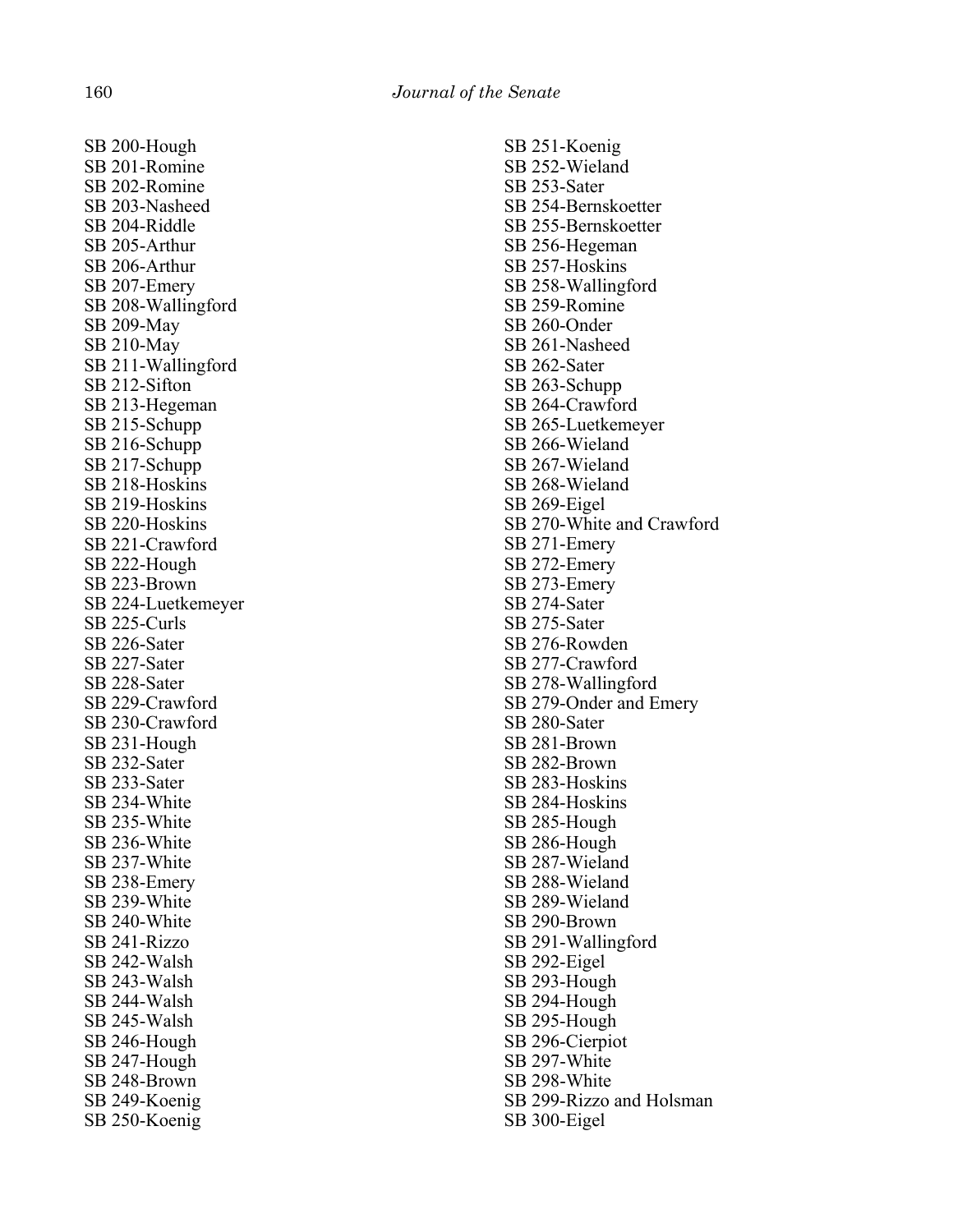SB 200-Hough
SB 201-Romine
SB 202-Romine
SB 203-Nasheed
SB 204-Riddle
SB 205-Arthur
SB 206-Arthur
SB 207-Emery
SB 208-Wallingford
SB 209-May
SB 210-May
SB 211-Wallingford
SB 212-Sifton
SB 213-Hegeman
SB 215-Schupp
SB 216-Schupp
SB 217-Schupp
SB 218-Hoskins
SB 219-Hoskins
SB 220-Hoskins
SB 221-Crawford
SB 222-Hough
SB 223-Brown
SB 224-Luetkemeyer
SB 225-Curls
SB 226-Sater
SB 227-Sater
SB 228-Sater
SB 229-Crawford
SB 230-Crawford
SB 231-Hough
SB 232-Sater
SB 233-Sater
SB 234-White
SB 235-White
SB 236-White
SB 237-White
SB 238-Emery
SB 239-White
SB 240-White
SB 241-Rizzo
SB 242-Walsh
SB 243-Walsh
SB 244-Walsh
SB 245-Walsh
SB 246-Hough
SB 247-Hough
SB 248-Brown
SB 249-Koenig
SB 250-Koenig
SB 251-Koenig
SB 252-Wieland
SB 253-Sater
SB 254-Bernskoetter
SB 255-Bernskoetter
SB 256-Hegeman
SB 257-Hoskins
SB 258-Wallingford
SB 259-Romine
SB 260-Onder
SB 261-Nasheed
SB 262-Sater
SB 263-Schupp
SB 264-Crawford
SB 265-Luetkemeyer
SB 266-Wieland
SB 267-Wieland
SB 268-Wieland
SB 269-Eigel
SB 270-White and Crawford
SB 271-Emery
SB 272-Emery
SB 273-Emery
SB 274-Sater
SB 275-Sater
SB 276-Rowden
SB 277-Crawford
SB 278-Wallingford
SB 279-Onder and Emery
SB 280-Sater
SB 281-Brown
SB 282-Brown
SB 283-Hoskins
SB 284-Hoskins
SB 285-Hough
SB 286-Hough
SB 287-Wieland
SB 288-Wieland
SB 289-Wieland
SB 290-Brown
SB 291-Wallingford
SB 292-Eigel
SB 293-Hough
SB 294-Hough
SB 295-Hough
SB 296-Cierpiot
SB 297-White
SB 298-White
SB 299-Rizzo and Holsman
SB 300-Eigel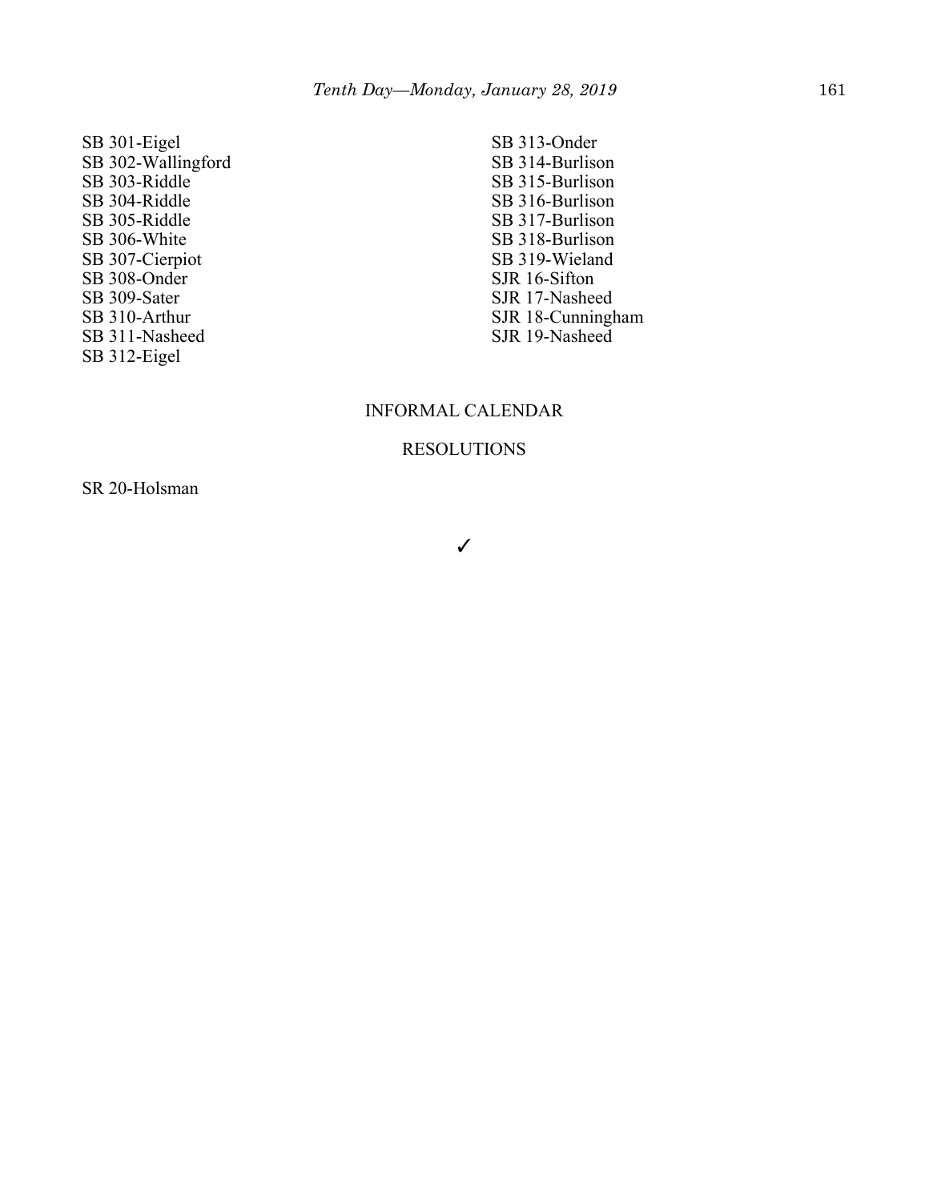SB 301-Eigel
SB 302-Wallingford
SB 303-Riddle
SB 304-Riddle
SB 305-Riddle
SB 306-White
SB 307-Cierpiot
SB 308-Onder
SB 309-Sater
SB 310-Arthur
SB 311-Nasheed
SB 312-Eigel
SB 313-Onder
SB 314-Burlison
SB 315-Burlison
SB 316-Burlison
SB 317-Burlison
SB 318-Burlison
SB 319-Wieland
SJR 16-Sifton
SJR 17-Nasheed
SJR 18-Cunningham
SJR 19-Nasheed

## INFORMAL CALENDAR

## RESOLUTIONS

SR 20-Holsman

✓